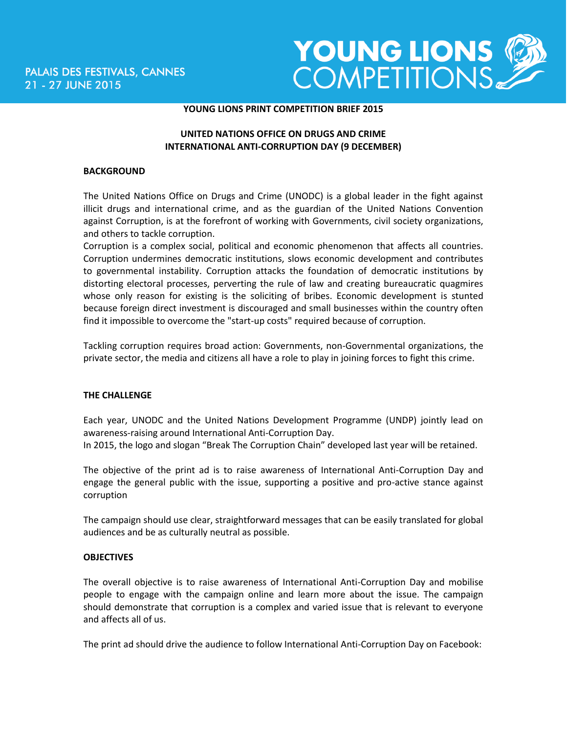PALAIS DES FESTIVALS, CANNES
21 - 27 JUNE 2015

YOUNG LIONS COMPETITIONS

# YOUNG LIONS PRINT COMPETITION BRIEF 2015

## UNITED NATIONS OFFICE ON DRUGS AND CRIME
## INTERNATIONAL ANTI-CORRUPTION DAY (9 DECEMBER)

### BACKGROUND

The United Nations Office on Drugs and Crime (UNODC) is a global leader in the fight against illicit drugs and international crime, and as the guardian of the United Nations Convention against Corruption, is at the forefront of working with Governments, civil society organizations, and others to tackle corruption.
Corruption is a complex social, political and economic phenomenon that affects all countries. Corruption undermines democratic institutions, slows economic development and contributes to governmental instability. Corruption attacks the foundation of democratic institutions by distorting electoral processes, perverting the rule of law and creating bureaucratic quagmires whose only reason for existing is the soliciting of bribes. Economic development is stunted because foreign direct investment is discouraged and small businesses within the country often find it impossible to overcome the "start-up costs" required because of corruption.

Tackling corruption requires broad action: Governments, non-Governmental organizations, the private sector, the media and citizens all have a role to play in joining forces to fight this crime.

### THE CHALLENGE

Each year, UNODC and the United Nations Development Programme (UNDP) jointly lead on awareness-raising around International Anti-Corruption Day.
In 2015, the logo and slogan "Break The Corruption Chain" developed last year will be retained.

The objective of the print ad is to raise awareness of International Anti-Corruption Day and engage the general public with the issue, supporting a positive and pro-active stance against corruption

The campaign should use clear, straightforward messages that can be easily translated for global audiences and be as culturally neutral as possible.

### OBJECTIVES

The overall objective is to raise awareness of International Anti-Corruption Day and mobilise people to engage with the campaign online and learn more about the issue. The campaign should demonstrate that corruption is a complex and varied issue that is relevant to everyone and affects all of us.

The print ad should drive the audience to follow International Anti-Corruption Day on Facebook: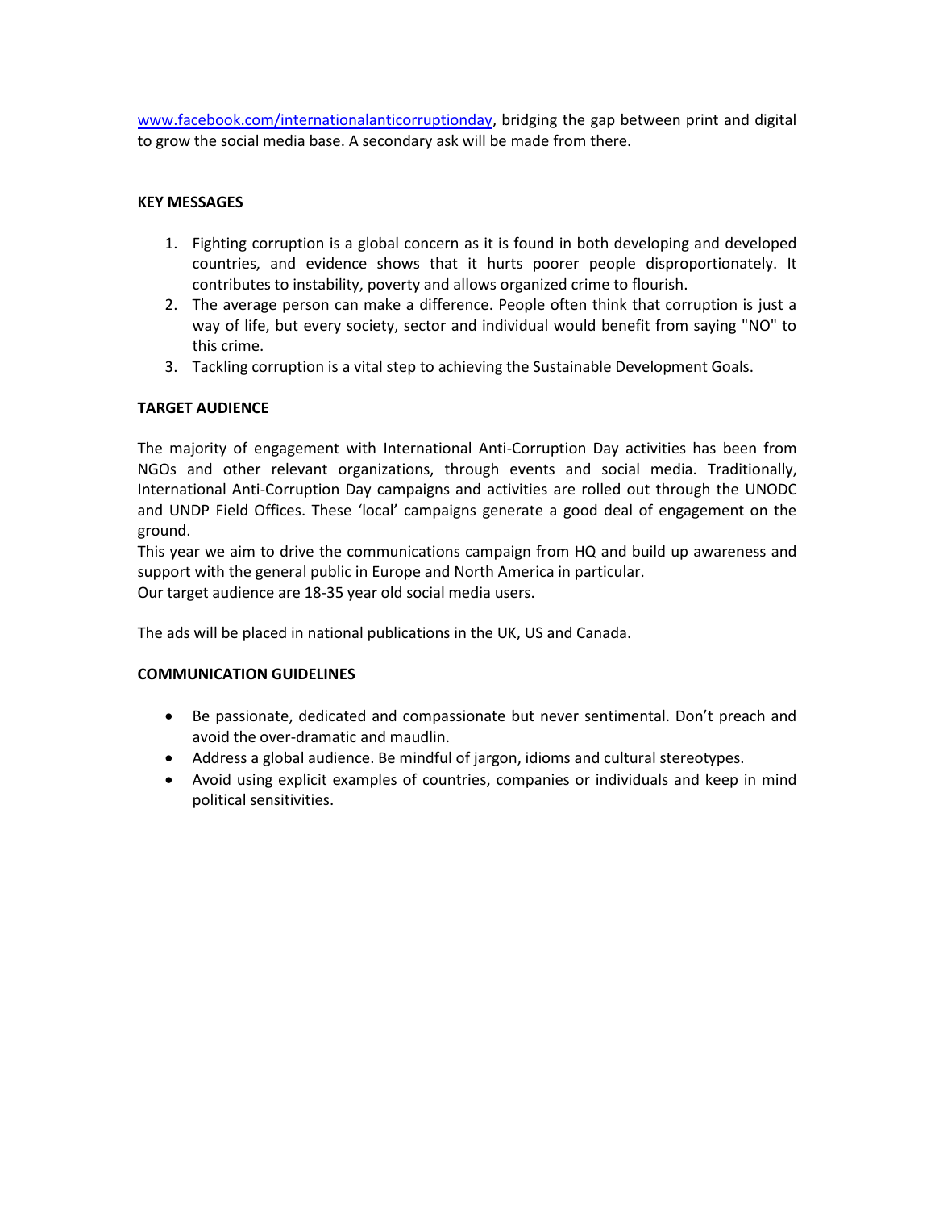www.facebook.com/internationalanticorruptionday, bridging the gap between print and digital to grow the social media base. A secondary ask will be made from there.

**KEY MESSAGES**

1. Fighting corruption is a global concern as it is found in both developing and developed countries, and evidence shows that it hurts poorer people disproportionately. It contributes to instability, poverty and allows organized crime to flourish.
2. The average person can make a difference. People often think that corruption is just a way of life, but every society, sector and individual would benefit from saying "NO" to this crime.
3. Tackling corruption is a vital step to achieving the Sustainable Development Goals.

**TARGET AUDIENCE**

The majority of engagement with International Anti-Corruption Day activities has been from NGOs and other relevant organizations, through events and social media. Traditionally, International Anti-Corruption Day campaigns and activities are rolled out through the UNODC and UNDP Field Offices. These 'local' campaigns generate a good deal of engagement on the ground.
This year we aim to drive the communications campaign from HQ and build up awareness and support with the general public in Europe and North America in particular.
Our target audience are 18-35 year old social media users.

The ads will be placed in national publications in the UK, US and Canada.

**COMMUNICATION GUIDELINES**

- Be passionate, dedicated and compassionate but never sentimental. Don't preach and avoid the over-dramatic and maudlin.
- Address a global audience. Be mindful of jargon, idioms and cultural stereotypes.
- Avoid using explicit examples of countries, companies or individuals and keep in mind political sensitivities.